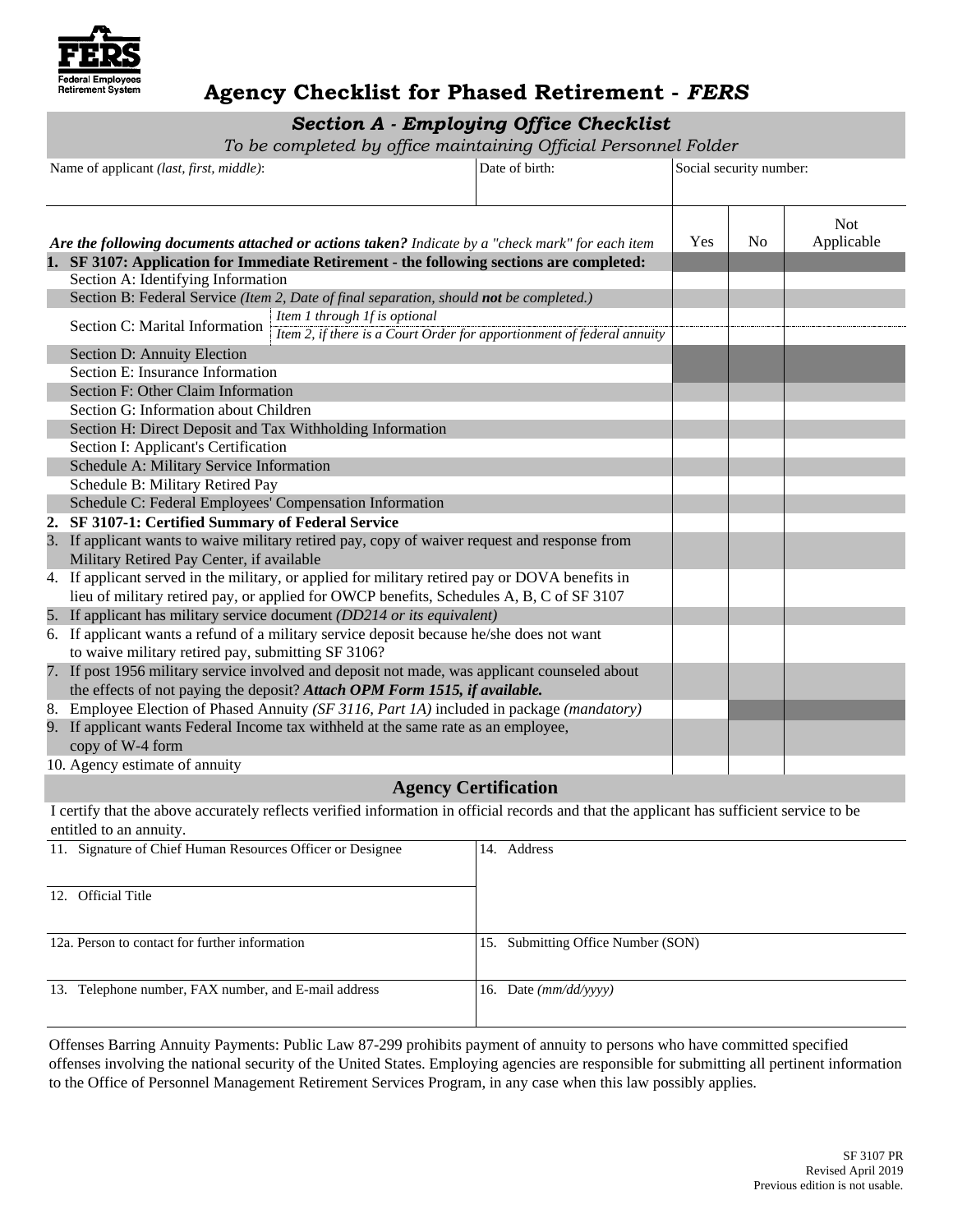FERS
Federal Employees Retirement System

# Agency Checklist for Phased Retirement - *FERS*

## *Section A - Employing Office Checklist*

*To be completed by office maintaining Official Personnel Folder*

| Name of applicant *(last, first, middle)*: | Date of birth: | Social security number: |
|---|---|---|
| | | |

| ***Are the following documents attached or actions taken?*** *Indicate by a "check mark" for each item* | Yes | No | Not Applicable |
|---|---|---|---|
| **1. SF 3107: Application for Immediate Retirement - the following sections are completed:** | | | |
| Section A: Identifying Information | | | |
| Section B: Federal Service *(Item 2, Date of final separation, should **not** be completed.)* | | | |
| Section C: Marital Information — *Item 1 through 1f is optional* | | | |
| Section C: Marital Information — *Item 2, if there is a Court Order for apportionment of federal annuity* | | | |
| Section D: Annuity Election | | | |
| Section E: Insurance Information | | | |
| Section F: Other Claim Information | | | |
| Section G: Information about Children | | | |
| Section H: Direct Deposit and Tax Withholding Information | | | |
| Section I: Applicant's Certification | | | |
| Schedule A: Military Service Information | | | |
| Schedule B: Military Retired Pay | | | |
| Schedule C: Federal Employees' Compensation Information | | | |
| **2. SF 3107-1: Certified Summary of Federal Service** | | | |
| 3. If applicant wants to waive military retired pay, copy of waiver request and response from Military Retired Pay Center, if available | | | |
| 4. If applicant served in the military, or applied for military retired pay or DOVA benefits in lieu of military retired pay, or applied for OWCP benefits, Schedules A, B, C of SF 3107 | | | |
| 5. If applicant has military service document *(DD214 or its equivalent)* | | | |
| 6. If applicant wants a refund of a military service deposit because he/she does not want to waive military retired pay, submitting SF 3106? | | | |
| 7. If post 1956 military service involved and deposit not made, was applicant counseled about the effects of not paying the deposit? ***Attach OPM Form 1515, if available.*** | | | |
| 8. Employee Election of Phased Annuity *(SF 3116, Part 1A)* included in package *(mandatory)* | | | |
| 9. If applicant wants Federal Income tax withheld at the same rate as an employee, copy of W-4 form | | | |
| 10. Agency estimate of annuity | | | |

## Agency Certification

I certify that the above accurately reflects verified information in official records and that the applicant has sufficient service to be entitled to an annuity.

| | |
|---|---|
| 11. Signature of Chief Human Resources Officer or Designee | 14. Address |
| 12. Official Title | |
| 12a. Person to contact for further information | 15. Submitting Office Number (SON) |
| 13. Telephone number, FAX number, and E-mail address | 16. Date *(mm/dd/yyyy)* |

Offenses Barring Annuity Payments: Public Law 87-299 prohibits payment of annuity to persons who have committed specified offenses involving the national security of the United States. Employing agencies are responsible for submitting all pertinent information to the Office of Personnel Management Retirement Services Program, in any case when this law possibly applies.

SF 3107 PR
Revised April 2019
Previous edition is not usable.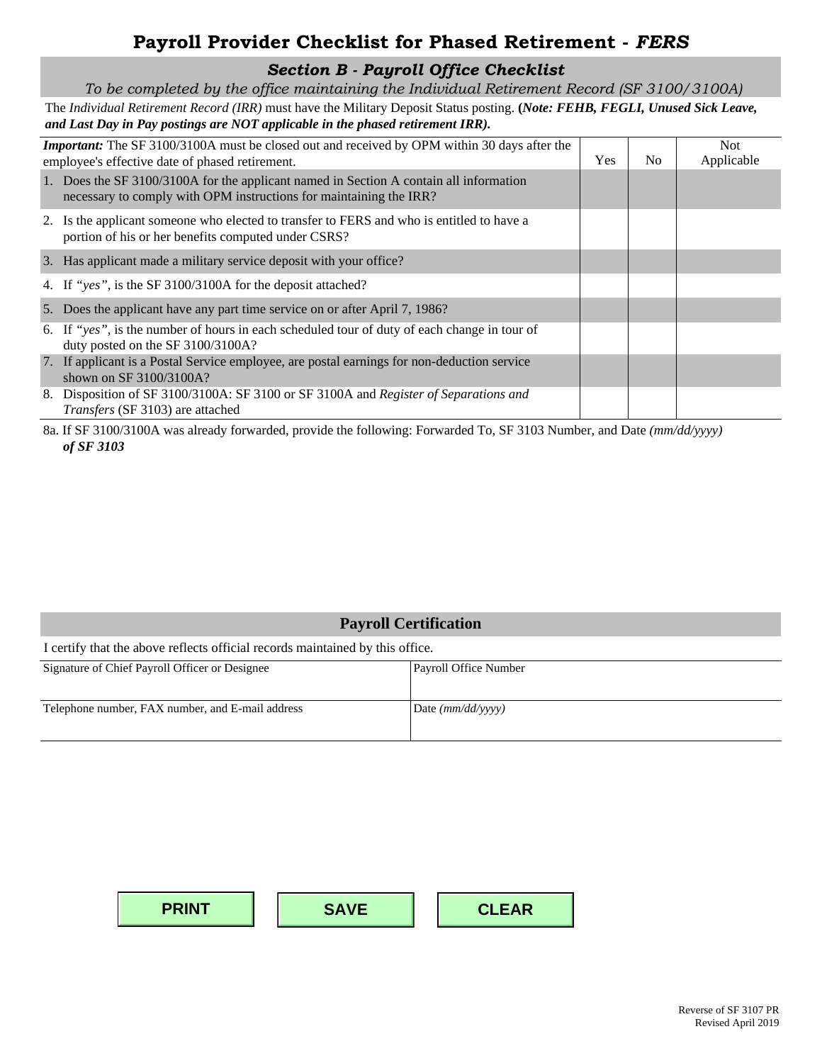# Payroll Provider Checklist for Phased Retirement - *FERS*

## *Section B - Payroll Office Checklist*

*To be completed by the office maintaining the Individual Retirement Record (SF 3100/3100A)*

The *Individual Retirement Record (IRR)* must have the Military Deposit Status posting. **(*Note: FEHB, FEGLI, Unused Sick Leave, and Last Day in Pay postings are NOT applicable in the phased retirement IRR*).**

| ***Important:*** The SF 3100/3100A must be closed out and received by OPM within 30 days after the employee's effective date of phased retirement. | Yes | No | Not Applicable |
|---|---|---|---|
| 1. Does the SF 3100/3100A for the applicant named in Section A contain all information necessary to comply with OPM instructions for maintaining the IRR? | | | |
| 2. Is the applicant someone who elected to transfer to FERS and who is entitled to have a portion of his or her benefits computed under CSRS? | | | |
| 3. Has applicant made a military service deposit with your office? | | | |
| 4. If *"yes"*, is the SF 3100/3100A for the deposit attached? | | | |
| 5. Does the applicant have any part time service on or after April 7, 1986? | | | |
| 6. If *"yes"*, is the number of hours in each scheduled tour of duty of each change in tour of duty posted on the SF 3100/3100A? | | | |
| 7. If applicant is a Postal Service employee, are postal earnings for non-deduction service shown on SF 3100/3100A? | | | |
| 8. Disposition of SF 3100/3100A: SF 3100 or SF 3100A and *Register of Separations and Transfers* (SF 3103) are attached | | | |

8a. If SF 3100/3100A was already forwarded, provide the following: Forwarded To, SF 3103 Number, and Date *(mm/dd/yyyy)* ***of SF 3103***

## Payroll Certification

I certify that the above reflects official records maintained by this office.

| Signature of Chief Payroll Officer or Designee | Payroll Office Number |
|---|---|
| Telephone number, FAX number, and E-mail address | Date *(mm/dd/yyyy)* |

PRINT | SAVE | CLEAR

Reverse of SF 3107 PR
Revised April 2019